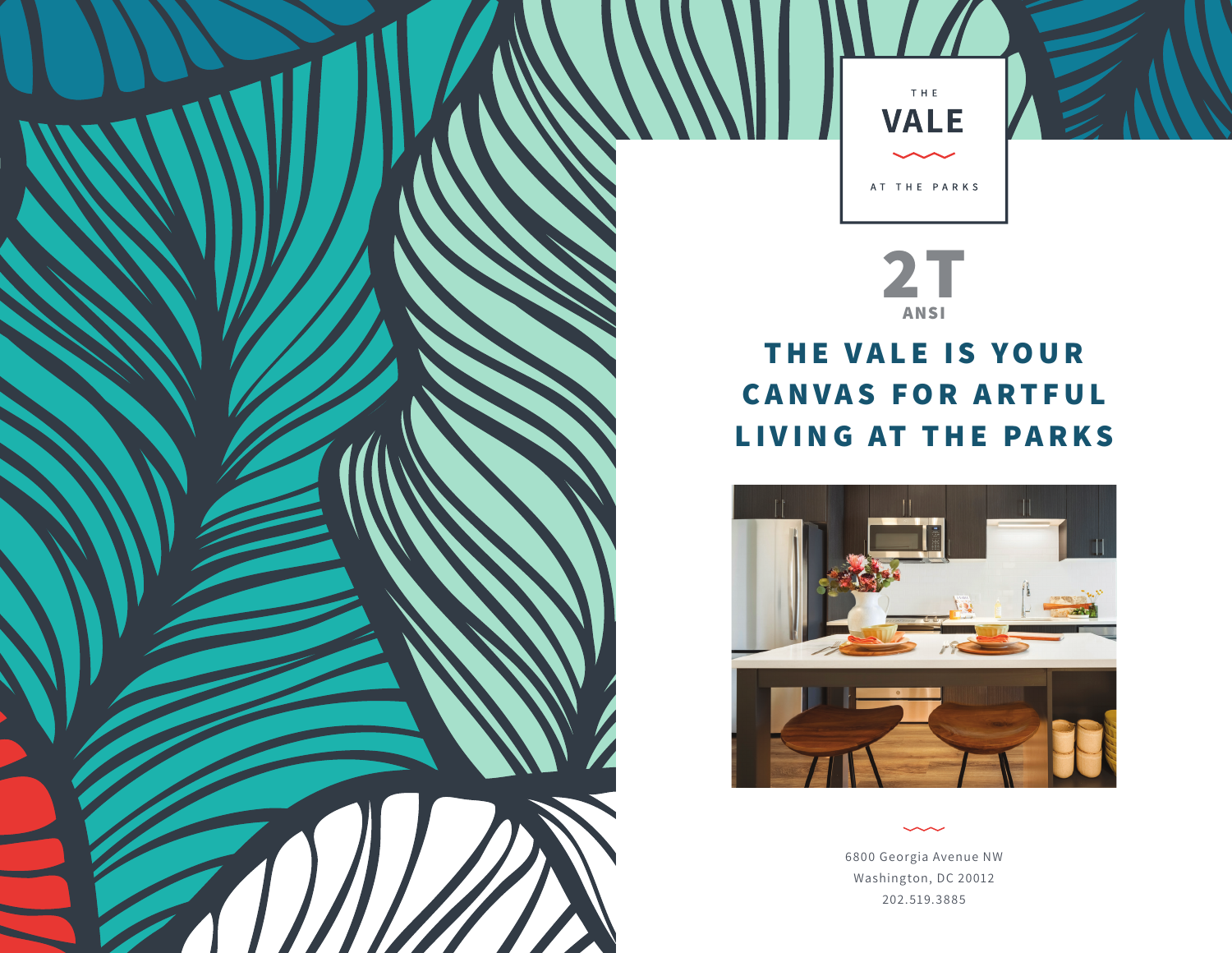THE

# VALE

AT THE PARKS

## 2T

ANSI

## THE VALE IS YOUR CANVAS FOR ARTFUL LIVING AT THE PARKS

6800 Georgia Avenue NW
Washington, DC 20012
202.519.3885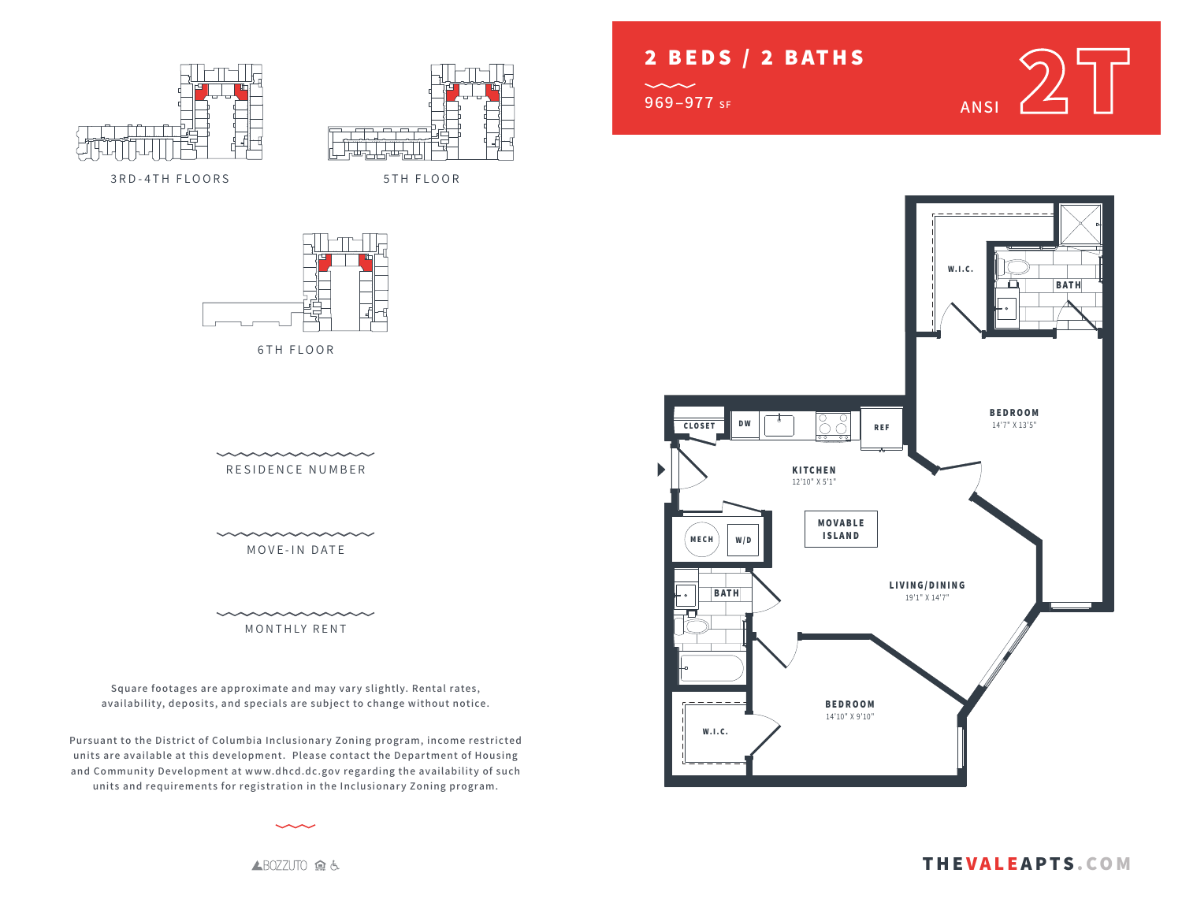3RD-4TH FLOORS

5TH FLOOR

6TH FLOOR

RESIDENCE NUMBER

MOVE-IN DATE

MONTHLY RENT

Square footages are approximate and may vary slightly. Rental rates, availability, deposits, and specials are subject to change without notice.

Pursuant to the District of Columbia Inclusionary Zoning program, income restricted units are available at this development. Please contact the Department of Housing and Community Development at www.dhcd.dc.gov regarding the availability of such units and requirements for registration in the Inclusionary Zoning program.

BOZZUTO

# 2 BEDS / 2 BATHS

969–977 SF

ANSI 2T

W.I.C.

BATH

BEDROOM
14'7" X 13'5"

CLOSET

DW

REF

KITCHEN
12'10" X 5'1"

MOVABLE ISLAND

MECH

W/D

BATH

LIVING/DINING
19'1" X 14'7"

BEDROOM
14'10" X 9'10"

W.I.C.

THEVALEAPTS.COM